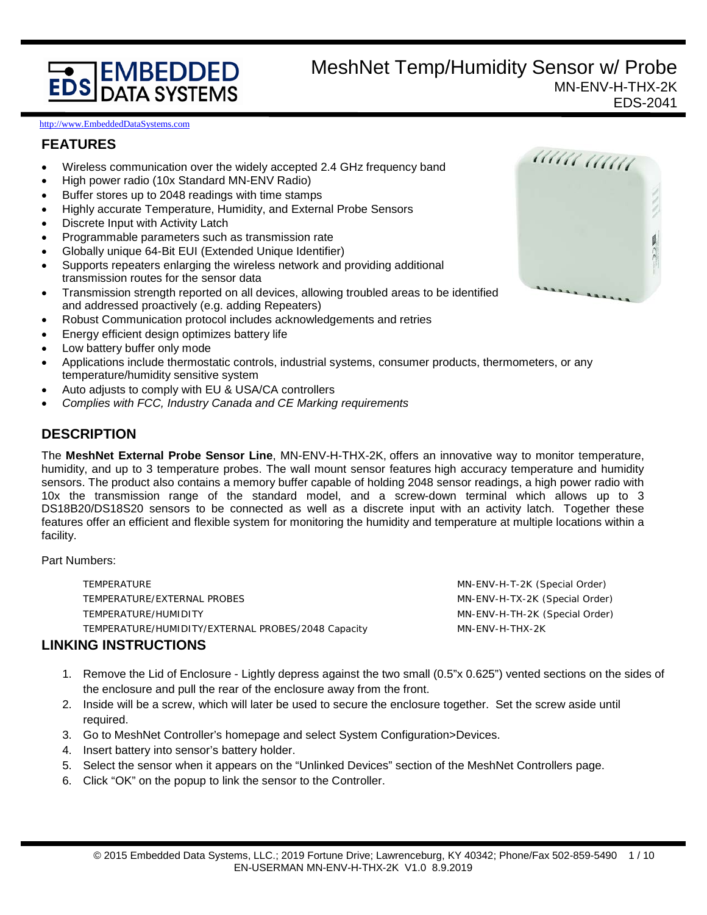# MeshNet Temp/Humidity Sensor w/ Probe

MN-ENV-H-THX-2K

EDS-2041

http://www.EmbeddedDataSystems.com

## FEATURES

- Wireless communication over the widely accepted 2.4 GHz frequency band
- High power radio (10x Standard MN-ENV Radio)
- Buffer stores up to 2048 readings with time stamps
- Highly accurate Temperature, Humidity, and External Probe Sensors
- Discrete Input with Activity Latch
- Programmable parameters such as transmission rate
- Globally unique 64-Bit EUI (Extended Unique Identifier)
- Supports repeaters enlarging the wireless network and providing additional transmission routes for the sensor data
- Transmission strength reported on all devices, allowing troubled areas to be identified and addressed proactively (e.g. adding Repeaters)
- Robust Communication protocol includes acknowledgements and retries
- Energy efficient design optimizes battery life
- Low battery buffer only mode
- Applications include thermostatic controls, industrial systems, consumer products, thermometers, or any temperature/humidity sensitive system
- Auto adjusts to comply with EU & USA/CA controllers
- *Complies with FCC, Industry Canada and CE Marking requirements*

## DESCRIPTION

The **MeshNet External Probe Sensor Line**, MN-ENV-H-THX-2K, offers an innovative way to monitor temperature, humidity, and up to 3 temperature probes. The wall mount sensor features high accuracy temperature and humidity sensors. The product also contains a memory buffer capable of holding 2048 sensor readings, a high power radio with 10x the transmission range of the standard model, and a screw-down terminal which allows up to 3 DS18B20/DS18S20 sensors to be connected as well as a discrete input with an activity latch. Together these features offer an efficient and flexible system for monitoring the humidity and temperature at multiple locations within a facility.

Part Numbers:

| | |
|---|---|
| TEMPERATURE | MN-ENV-H-T-2K (Special Order) |
| TEMPERATURE/EXTERNAL PROBES | MN-ENV-H-TX-2K (Special Order) |
| TEMPERATURE/HUMIDITY | MN-ENV-H-TH-2K (Special Order) |
| TEMPERATURE/HUMIDITY/EXTERNAL PROBES/2048 Capacity | MN-ENV-H-THX-2K |

## LINKING INSTRUCTIONS

1. Remove the Lid of Enclosure - Lightly depress against the two small (0.5"x 0.625") vented sections on the sides of the enclosure and pull the rear of the enclosure away from the front.
2. Inside will be a screw, which will later be used to secure the enclosure together. Set the screw aside until required.
3. Go to MeshNet Controller's homepage and select System Configuration>Devices.
4. Insert battery into sensor's battery holder.
5. Select the sensor when it appears on the "Unlinked Devices" section of the MeshNet Controllers page.
6. Click "OK" on the popup to link the sensor to the Controller.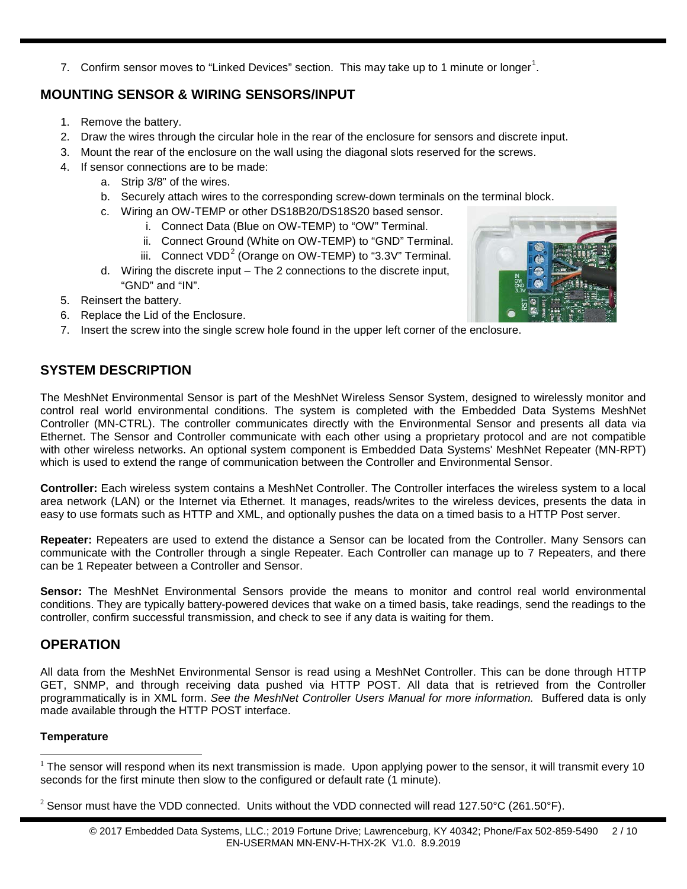7. Confirm sensor moves to "Linked Devices" section. This may take up to 1 minute or longer[1].

## MOUNTING SENSOR & WIRING SENSORS/INPUT

1. Remove the battery.
2. Draw the wires through the circular hole in the rear of the enclosure for sensors and discrete input.
3. Mount the rear of the enclosure on the wall using the diagonal slots reserved for the screws.
4. If sensor connections are to be made:
   a. Strip 3/8" of the wires.
   b. Securely attach wires to the corresponding screw-down terminals on the terminal block.
   c. Wiring an OW-TEMP or other DS18B20/DS18S20 based sensor.
      i. Connect Data (Blue on OW-TEMP) to "OW" Terminal.
      ii. Connect Ground (White on OW-TEMP) to "GND" Terminal.
      iii. Connect VDD[2] (Orange on OW-TEMP) to "3.3V" Terminal.
   d. Wiring the discrete input – The 2 connections to the discrete input, "GND" and "IN".
5. Reinsert the battery.
6. Replace the Lid of the Enclosure.
7. Insert the screw into the single screw hole found in the upper left corner of the enclosure.

## SYSTEM DESCRIPTION

The MeshNet Environmental Sensor is part of the MeshNet Wireless Sensor System, designed to wirelessly monitor and control real world environmental conditions. The system is completed with the Embedded Data Systems MeshNet Controller (MN-CTRL). The controller communicates directly with the Environmental Sensor and presents all data via Ethernet. The Sensor and Controller communicate with each other using a proprietary protocol and are not compatible with other wireless networks. An optional system component is Embedded Data Systems' MeshNet Repeater (MN-RPT) which is used to extend the range of communication between the Controller and Environmental Sensor.

**Controller:** Each wireless system contains a MeshNet Controller. The Controller interfaces the wireless system to a local area network (LAN) or the Internet via Ethernet. It manages, reads/writes to the wireless devices, presents the data in easy to use formats such as HTTP and XML, and optionally pushes the data on a timed basis to a HTTP Post server.

**Repeater:** Repeaters are used to extend the distance a Sensor can be located from the Controller. Many Sensors can communicate with the Controller through a single Repeater. Each Controller can manage up to 7 Repeaters, and there can be 1 Repeater between a Controller and Sensor.

**Sensor:** The MeshNet Environmental Sensors provide the means to monitor and control real world environmental conditions. They are typically battery-powered devices that wake on a timed basis, take readings, send the readings to the controller, confirm successful transmission, and check to see if any data is waiting for them.

## OPERATION

All data from the MeshNet Environmental Sensor is read using a MeshNet Controller. This can be done through HTTP GET, SNMP, and through receiving data pushed via HTTP POST. All data that is retrieved from the Controller programmatically is in XML form. *See the MeshNet Controller Users Manual for more information.* Buffered data is only made available through the HTTP POST interface.

**Temperature**

[1] The sensor will respond when its next transmission is made. Upon applying power to the sensor, it will transmit every 10 seconds for the first minute then slow to the configured or default rate (1 minute).

[2] Sensor must have the VDD connected. Units without the VDD connected will read 127.50°C (261.50°F).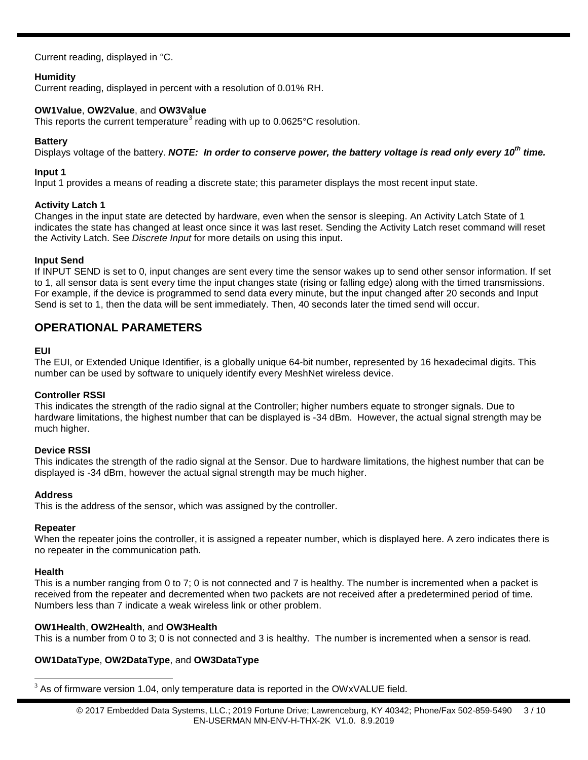Current reading, displayed in °C.

**Humidity**
Current reading, displayed in percent with a resolution of 0.01% RH.

**OW1Value**, **OW2Value**, and **OW3Value**
This reports the current temperature[3] reading with up to 0.0625°C resolution.

**Battery**
Displays voltage of the battery. ***NOTE: In order to conserve power, the battery voltage is read only every 10th time.***

**Input 1**
Input 1 provides a means of reading a discrete state; this parameter displays the most recent input state.

**Activity Latch 1**
Changes in the input state are detected by hardware, even when the sensor is sleeping. An Activity Latch State of 1 indicates the state has changed at least once since it was last reset. Sending the Activity Latch reset command will reset the Activity Latch. See *Discrete Input* for more details on using this input.

**Input Send**
If INPUT SEND is set to 0, input changes are sent every time the sensor wakes up to send other sensor information. If set to 1, all sensor data is sent every time the input changes state (rising or falling edge) along with the timed transmissions. For example, if the device is programmed to send data every minute, but the input changed after 20 seconds and Input Send is set to 1, then the data will be sent immediately. Then, 40 seconds later the timed send will occur.

## OPERATIONAL PARAMETERS

**EUI**
The EUI, or Extended Unique Identifier, is a globally unique 64-bit number, represented by 16 hexadecimal digits. This number can be used by software to uniquely identify every MeshNet wireless device.

**Controller RSSI**
This indicates the strength of the radio signal at the Controller; higher numbers equate to stronger signals. Due to hardware limitations, the highest number that can be displayed is -34 dBm. However, the actual signal strength may be much higher.

**Device RSSI**
This indicates the strength of the radio signal at the Sensor. Due to hardware limitations, the highest number that can be displayed is -34 dBm, however the actual signal strength may be much higher.

**Address**
This is the address of the sensor, which was assigned by the controller.

**Repeater**
When the repeater joins the controller, it is assigned a repeater number, which is displayed here. A zero indicates there is no repeater in the communication path.

**Health**
This is a number ranging from 0 to 7; 0 is not connected and 7 is healthy. The number is incremented when a packet is received from the repeater and decremented when two packets are not received after a predetermined period of time. Numbers less than 7 indicate a weak wireless link or other problem.

**OW1Health**, **OW2Health**, and **OW3Health**
This is a number from 0 to 3; 0 is not connected and 3 is healthy. The number is incremented when a sensor is read.

**OW1DataType**, **OW2DataType**, and **OW3DataType**

[3] As of firmware version 1.04, only temperature data is reported in the OWxVALUE field.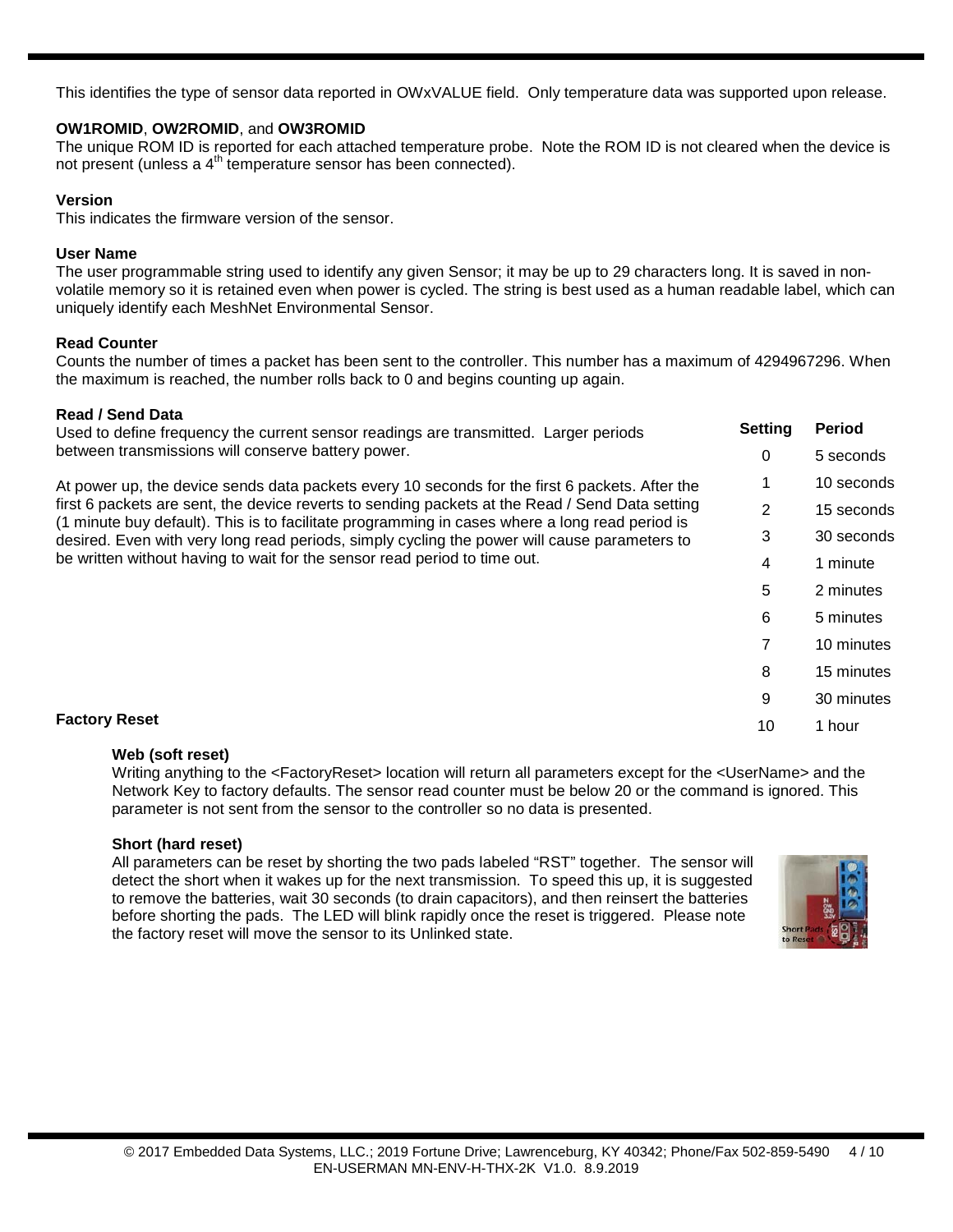This identifies the type of sensor data reported in OWxVALUE field. Only temperature data was supported upon release.

**OW1ROMID**, **OW2ROMID**, and **OW3ROMID**

The unique ROM ID is reported for each attached temperature probe. Note the ROM ID is not cleared when the device is not present (unless a 4$^{th}$ temperature sensor has been connected).

**Version**

This indicates the firmware version of the sensor.

**User Name**

The user programmable string used to identify any given Sensor; it may be up to 29 characters long. It is saved in non-volatile memory so it is retained even when power is cycled. The string is best used as a human readable label, which can uniquely identify each MeshNet Environmental Sensor.

**Read Counter**

Counts the number of times a packet has been sent to the controller. This number has a maximum of 4294967296. When the maximum is reached, the number rolls back to 0 and begins counting up again.

**Read / Send Data**

Used to define frequency the current sensor readings are transmitted. Larger periods between transmissions will conserve battery power.

At power up, the device sends data packets every 10 seconds for the first 6 packets. After the first 6 packets are sent, the device reverts to sending packets at the Read / Send Data setting (1 minute buy default). This is to facilitate programming in cases where a long read period is desired. Even with very long read periods, simply cycling the power will cause parameters to be written without having to wait for the sensor read period to time out.

| Setting | Period |
|---|---|
| 0 | 5 seconds |
| 1 | 10 seconds |
| 2 | 15 seconds |
| 3 | 30 seconds |
| 4 | 1 minute |
| 5 | 2 minutes |
| 6 | 5 minutes |
| 7 | 10 minutes |
| 8 | 15 minutes |
| 9 | 30 minutes |
| 10 | 1 hour |

**Factory Reset**

**Web (soft reset)**

Writing anything to the <FactoryReset> location will return all parameters except for the <UserName> and the Network Key to factory defaults. The sensor read counter must be below 20 or the command is ignored. This parameter is not sent from the sensor to the controller so no data is presented.

**Short (hard reset)**

All parameters can be reset by shorting the two pads labeled "RST" together. The sensor will detect the short when it wakes up for the next transmission. To speed this up, it is suggested to remove the batteries, wait 30 seconds (to drain capacitors), and then reinsert the batteries before shorting the pads. The LED will blink rapidly once the reset is triggered. Please note the factory reset will move the sensor to its Unlinked state.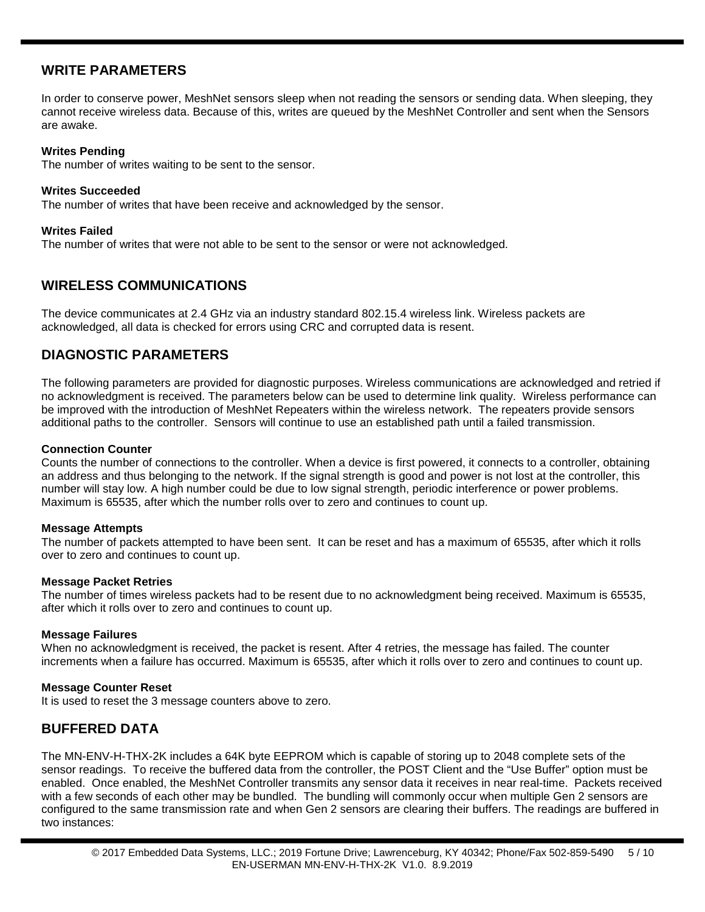## WRITE PARAMETERS

In order to conserve power, MeshNet sensors sleep when not reading the sensors or sending data. When sleeping, they cannot receive wireless data. Because of this, writes are queued by the MeshNet Controller and sent when the Sensors are awake.

**Writes Pending**
The number of writes waiting to be sent to the sensor.

**Writes Succeeded**
The number of writes that have been receive and acknowledged by the sensor.

**Writes Failed**
The number of writes that were not able to be sent to the sensor or were not acknowledged.

## WIRELESS COMMUNICATIONS

The device communicates at 2.4 GHz via an industry standard 802.15.4 wireless link. Wireless packets are acknowledged, all data is checked for errors using CRC and corrupted data is resent.

## DIAGNOSTIC PARAMETERS

The following parameters are provided for diagnostic purposes. Wireless communications are acknowledged and retried if no acknowledgment is received. The parameters below can be used to determine link quality. Wireless performance can be improved with the introduction of MeshNet Repeaters within the wireless network. The repeaters provide sensors additional paths to the controller. Sensors will continue to use an established path until a failed transmission.

**Connection Counter**
Counts the number of connections to the controller. When a device is first powered, it connects to a controller, obtaining an address and thus belonging to the network. If the signal strength is good and power is not lost at the controller, this number will stay low. A high number could be due to low signal strength, periodic interference or power problems. Maximum is 65535, after which the number rolls over to zero and continues to count up.

**Message Attempts**
The number of packets attempted to have been sent. It can be reset and has a maximum of 65535, after which it rolls over to zero and continues to count up.

**Message Packet Retries**
The number of times wireless packets had to be resent due to no acknowledgment being received. Maximum is 65535, after which it rolls over to zero and continues to count up.

**Message Failures**
When no acknowledgment is received, the packet is resent. After 4 retries, the message has failed. The counter increments when a failure has occurred. Maximum is 65535, after which it rolls over to zero and continues to count up.

**Message Counter Reset**
It is used to reset the 3 message counters above to zero.

## BUFFERED DATA

The MN-ENV-H-THX-2K includes a 64K byte EEPROM which is capable of storing up to 2048 complete sets of the sensor readings. To receive the buffered data from the controller, the POST Client and the "Use Buffer" option must be enabled. Once enabled, the MeshNet Controller transmits any sensor data it receives in near real-time. Packets received with a few seconds of each other may be bundled. The bundling will commonly occur when multiple Gen 2 sensors are configured to the same transmission rate and when Gen 2 sensors are clearing their buffers. The readings are buffered in two instances: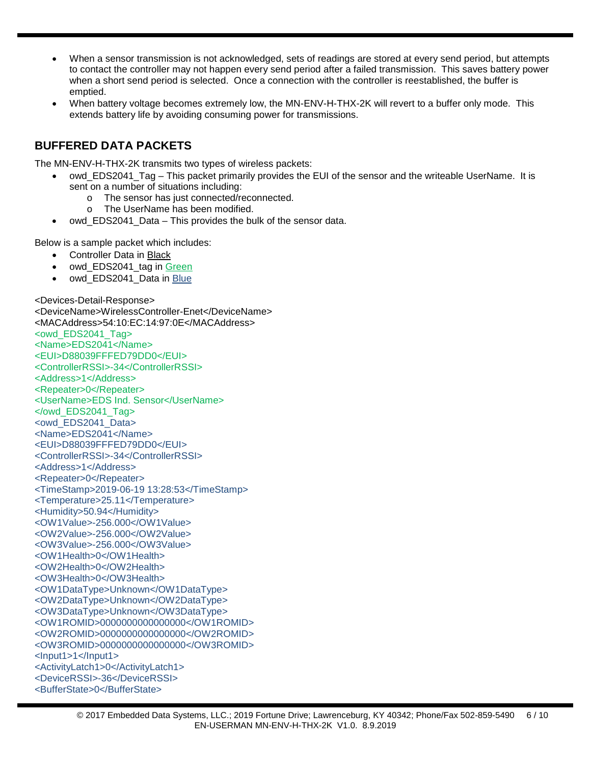- When a sensor transmission is not acknowledged, sets of readings are stored at every send period, but attempts to contact the controller may not happen every send period after a failed transmission. This saves battery power when a short send period is selected. Once a connection with the controller is reestablished, the buffer is emptied.
- When battery voltage becomes extremely low, the MN-ENV-H-THX-2K will revert to a buffer only mode. This extends battery life by avoiding consuming power for transmissions.

## BUFFERED DATA PACKETS

The MN-ENV-H-THX-2K transmits two types of wireless packets:

- owd_EDS2041_Tag – This packet primarily provides the EUI of the sensor and the writeable UserName. It is sent on a number of situations including:
  - The sensor has just connected/reconnected.
  - The UserName has been modified.
- owd_EDS2041_Data – This provides the bulk of the sensor data.

Below is a sample packet which includes:

- Controller Data in Black
- owd_EDS2041_tag in Green
- owd_EDS2041_Data in Blue

```
<Devices-Detail-Response>
<DeviceName>WirelessController-Enet</DeviceName>
<MACAddress>54:10:EC:14:97:0E</MACAddress>
<owd_EDS2041_Tag>
<Name>EDS2041</Name>
<EUI>D88039FFFED79DD0</EUI>
<ControllerRSSI>-34</ControllerRSSI>
<Address>1</Address>
<Repeater>0</Repeater>
<UserName>EDS Ind. Sensor</UserName>
</owd_EDS2041_Tag>
<owd_EDS2041_Data>
<Name>EDS2041</Name>
<EUI>D88039FFFED79DD0</EUI>
<ControllerRSSI>-34</ControllerRSSI>
<Address>1</Address>
<Repeater>0</Repeater>
<TimeStamp>2019-06-19 13:28:53</TimeStamp>
<Temperature>25.11</Temperature>
<Humidity>50.94</Humidity>
<OW1Value>-256.000</OW1Value>
<OW2Value>-256.000</OW2Value>
<OW3Value>-256.000</OW3Value>
<OW1Health>0</OW1Health>
<OW2Health>0</OW2Health>
<OW3Health>0</OW3Health>
<OW1DataType>Unknown</OW1DataType>
<OW2DataType>Unknown</OW2DataType>
<OW3DataType>Unknown</OW3DataType>
<OW1ROMID>0000000000000000</OW1ROMID>
<OW2ROMID>0000000000000000</OW2ROMID>
<OW3ROMID>0000000000000000</OW3ROMID>
<Input1>1</Input1>
<ActivityLatch1>0</ActivityLatch1>
<DeviceRSSI>-36</DeviceRSSI>
<BufferState>0</BufferState>
```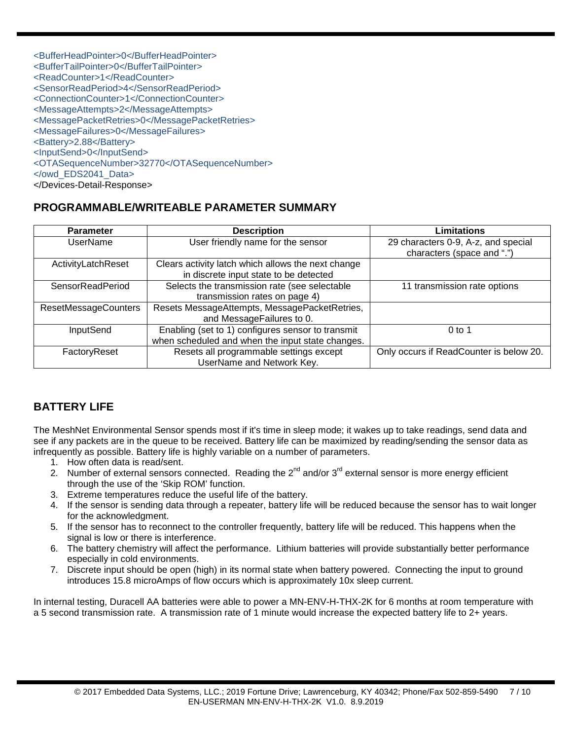```
<BufferHeadPointer>0</BufferHeadPointer>
<BufferTailPointer>0</BufferTailPointer>
<ReadCounter>1</ReadCounter>
<SensorReadPeriod>4</SensorReadPeriod>
<ConnectionCounter>1</ConnectionCounter>
<MessageAttempts>2</MessageAttempts>
<MessagePacketRetries>0</MessagePacketRetries>
<MessageFailures>0</MessageFailures>
<Battery>2.88</Battery>
<InputSend>0</InputSend>
<OTASequenceNumber>32770</OTASequenceNumber>
</owd_EDS2041_Data>
</Devices-Detail-Response>
```

## PROGRAMMABLE/WRITEABLE PARAMETER SUMMARY

| Parameter | Description | Limitations |
|---|---|---|
| UserName | User friendly name for the sensor | 29 characters 0-9, A-z, and special characters (space and ".") |
| ActivityLatchReset | Clears activity latch which allows the next change in discrete input state to be detected | |
| SensorReadPeriod | Selects the transmission rate (see selectable transmission rates on page 4) | 11 transmission rate options |
| ResetMessageCounters | Resets MessageAttempts, MessagePacketRetries, and MessageFailures to 0. | |
| InputSend | Enabling (set to 1) configures sensor to transmit when scheduled and when the input state changes. | 0 to 1 |
| FactoryReset | Resets all programmable settings except UserName and Network Key. | Only occurs if ReadCounter is below 20. |

## BATTERY LIFE

The MeshNet Environmental Sensor spends most if it's time in sleep mode; it wakes up to take readings, send data and see if any packets are in the queue to be received. Battery life can be maximized by reading/sending the sensor data as infrequently as possible. Battery life is highly variable on a number of parameters.

1. How often data is read/sent.
2. Number of external sensors connected. Reading the 2nd and/or 3rd external sensor is more energy efficient through the use of the 'Skip ROM' function.
3. Extreme temperatures reduce the useful life of the battery.
4. If the sensor is sending data through a repeater, battery life will be reduced because the sensor has to wait longer for the acknowledgment.
5. If the sensor has to reconnect to the controller frequently, battery life will be reduced. This happens when the signal is low or there is interference.
6. The battery chemistry will affect the performance. Lithium batteries will provide substantially better performance especially in cold environments.
7. Discrete input should be open (high) in its normal state when battery powered. Connecting the input to ground introduces 15.8 microAmps of flow occurs which is approximately 10x sleep current.

In internal testing, Duracell AA batteries were able to power a MN-ENV-H-THX-2K for 6 months at room temperature with a 5 second transmission rate. A transmission rate of 1 minute would increase the expected battery life to 2+ years.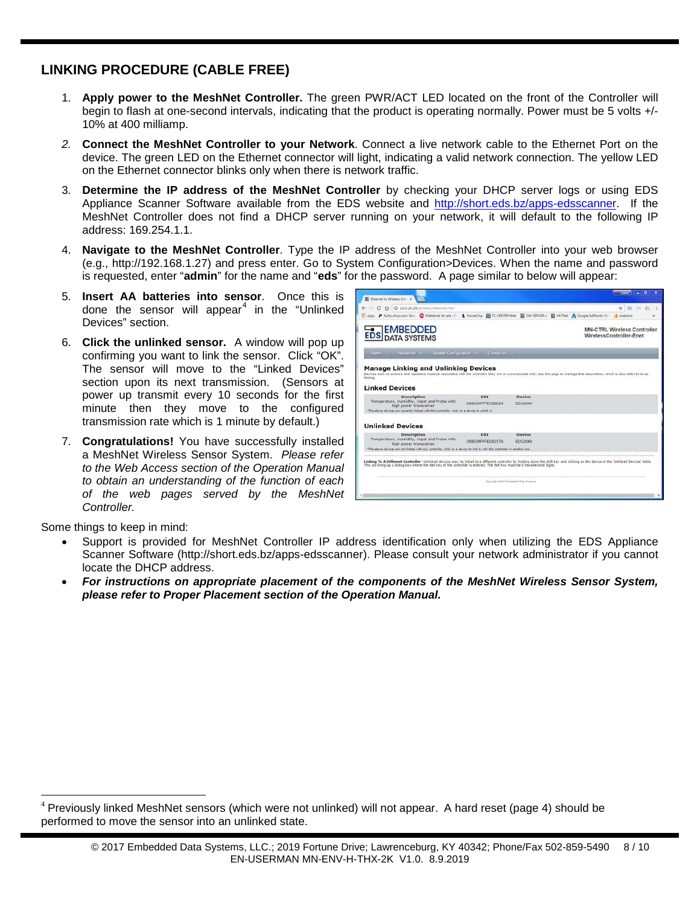## LINKING PROCEDURE (CABLE FREE)

1. **Apply power to the MeshNet Controller.** The green PWR/ACT LED located on the front of the Controller will begin to flash at one-second intervals, indicating that the product is operating normally. Power must be 5 volts +/- 10% at 400 milliamp.
2. **Connect the MeshNet Controller to your Network**. Connect a live network cable to the Ethernet Port on the device. The green LED on the Ethernet connector will light, indicating a valid network connection. The yellow LED on the Ethernet connector blinks only when there is network traffic.
3. **Determine the IP address of the MeshNet Controller** by checking your DHCP server logs or using EDS Appliance Scanner Software available from the EDS website and http://short.eds.bz/apps-edsscanner. If the MeshNet Controller does not find a DHCP server running on your network, it will default to the following IP address: 169.254.1.1.
4. **Navigate to the MeshNet Controller**. Type the IP address of the MeshNet Controller into your web browser (e.g., http://192.168.1.27) and press enter. Go to System Configuration>Devices. When the name and password is requested, enter "**admin**" for the name and "**eds**" for the password. A page similar to below will appear:
5. **Insert AA batteries into sensor**. Once this is done the sensor will appear[4] in the "Unlinked Devices" section.
6. **Click the unlinked sensor.** A window will pop up confirming you want to link the sensor. Click "OK". The sensor will move to the "Linked Devices" section upon its next transmission. (Sensors at power up transmit every 10 seconds for the first minute then they move to the configured transmission rate which is 1 minute by default.)
7. **Congratulations!** You have successfully installed a MeshNet Wireless Sensor System. *Please refer to the Web Access section of the Operation Manual to obtain an understanding of the function of each of the web pages served by the MeshNet Controller.*

Some things to keep in mind:

- Support is provided for MeshNet Controller IP address identification only when utilizing the EDS Appliance Scanner Software (http://short.eds.bz/apps-edsscanner). Please consult your network administrator if you cannot locate the DHCP address.
- ***For instructions on appropriate placement of the components of the MeshNet Wireless Sensor System, please refer to Proper Placement section of the Operation Manual.***

[4] Previously linked MeshNet sensors (which were not unlinked) will not appear. A hard reset (page 4) should be performed to move the sensor into an unlinked state.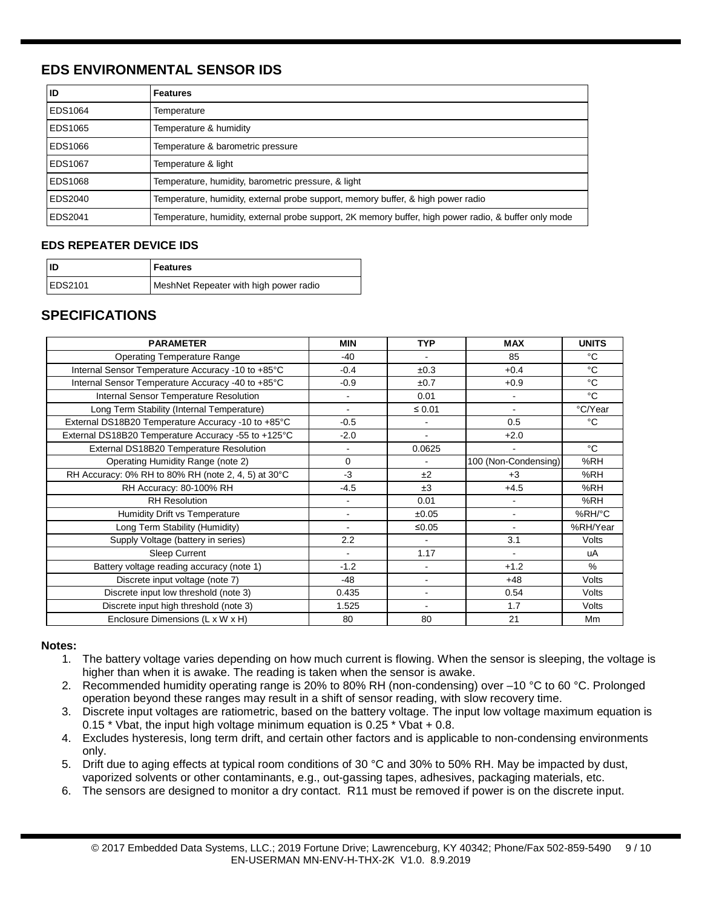## EDS ENVIRONMENTAL SENSOR IDS

| ID | Features |
|---|---|
| EDS1064 | Temperature |
| EDS1065 | Temperature & humidity |
| EDS1066 | Temperature & barometric pressure |
| EDS1067 | Temperature & light |
| EDS1068 | Temperature, humidity, barometric pressure, & light |
| EDS2040 | Temperature, humidity, external probe support, memory buffer, & high power radio |
| EDS2041 | Temperature, humidity, external probe support, 2K memory buffer, high power radio, & buffer only mode |

### EDS REPEATER DEVICE IDS

| ID | Features |
|---|---|
| EDS2101 | MeshNet Repeater with high power radio |

## SPECIFICATIONS

| PARAMETER | MIN | TYP | MAX | UNITS |
|---|---|---|---|---|
| Operating Temperature Range | -40 | - | 85 | °C |
| Internal Sensor Temperature Accuracy -10 to +85°C | -0.4 | ±0.3 | +0.4 | °C |
| Internal Sensor Temperature Accuracy -40 to +85°C | -0.9 | ±0.7 | +0.9 | °C |
| Internal Sensor Temperature Resolution | - | 0.01 | - | °C |
| Long Term Stability (Internal Temperature) | - | ≤ 0.01 | - | °C/Year |
| External DS18B20 Temperature Accuracy -10 to +85°C | -0.5 | - | 0.5 | °C |
| External DS18B20 Temperature Accuracy -55 to +125°C | -2.0 | - | +2.0 | |
| External DS18B20 Temperature Resolution | - | 0.0625 | - | °C |
| Operating Humidity Range (note 2) | 0 | - | 100 (Non-Condensing) | %RH |
| RH Accuracy: 0% RH to 80% RH (note 2, 4, 5) at 30°C | -3 | ±2 | +3 | %RH |
| RH Accuracy: 80-100% RH | -4.5 | ±3 | +4.5 | %RH |
| RH Resolution | - | 0.01 | - | %RH |
| Humidity Drift vs Temperature | - | ±0.05 | - | %RH/°C |
| Long Term Stability (Humidity) | - | ≤0.05 | - | %RH/Year |
| Supply Voltage (battery in series) | 2.2 | - | 3.1 | Volts |
| Sleep Current | - | 1.17 | - | uA |
| Battery voltage reading accuracy (note 1) | -1.2 | - | +1.2 | % |
| Discrete input voltage (note 7) | -48 | - | +48 | Volts |
| Discrete input low threshold (note 3) | 0.435 | - | 0.54 | Volts |
| Discrete input high threshold (note 3) | 1.525 | - | 1.7 | Volts |
| Enclosure Dimensions (L x W x H) | 80 | 80 | 21 | Mm |

**Notes:**

1. The battery voltage varies depending on how much current is flowing. When the sensor is sleeping, the voltage is higher than when it is awake. The reading is taken when the sensor is awake.
2. Recommended humidity operating range is 20% to 80% RH (non-condensing) over –10 °C to 60 °C. Prolonged operation beyond these ranges may result in a shift of sensor reading, with slow recovery time.
3. Discrete input voltages are ratiometric, based on the battery voltage. The input low voltage maximum equation is 0.15 * Vbat, the input high voltage minimum equation is 0.25 * Vbat + 0.8.
4. Excludes hysteresis, long term drift, and certain other factors and is applicable to non-condensing environments only.
5. Drift due to aging effects at typical room conditions of 30 °C and 30% to 50% RH. May be impacted by dust, vaporized solvents or other contaminants, e.g., out-gassing tapes, adhesives, packaging materials, etc.
6. The sensors are designed to monitor a dry contact. R11 must be removed if power is on the discrete input.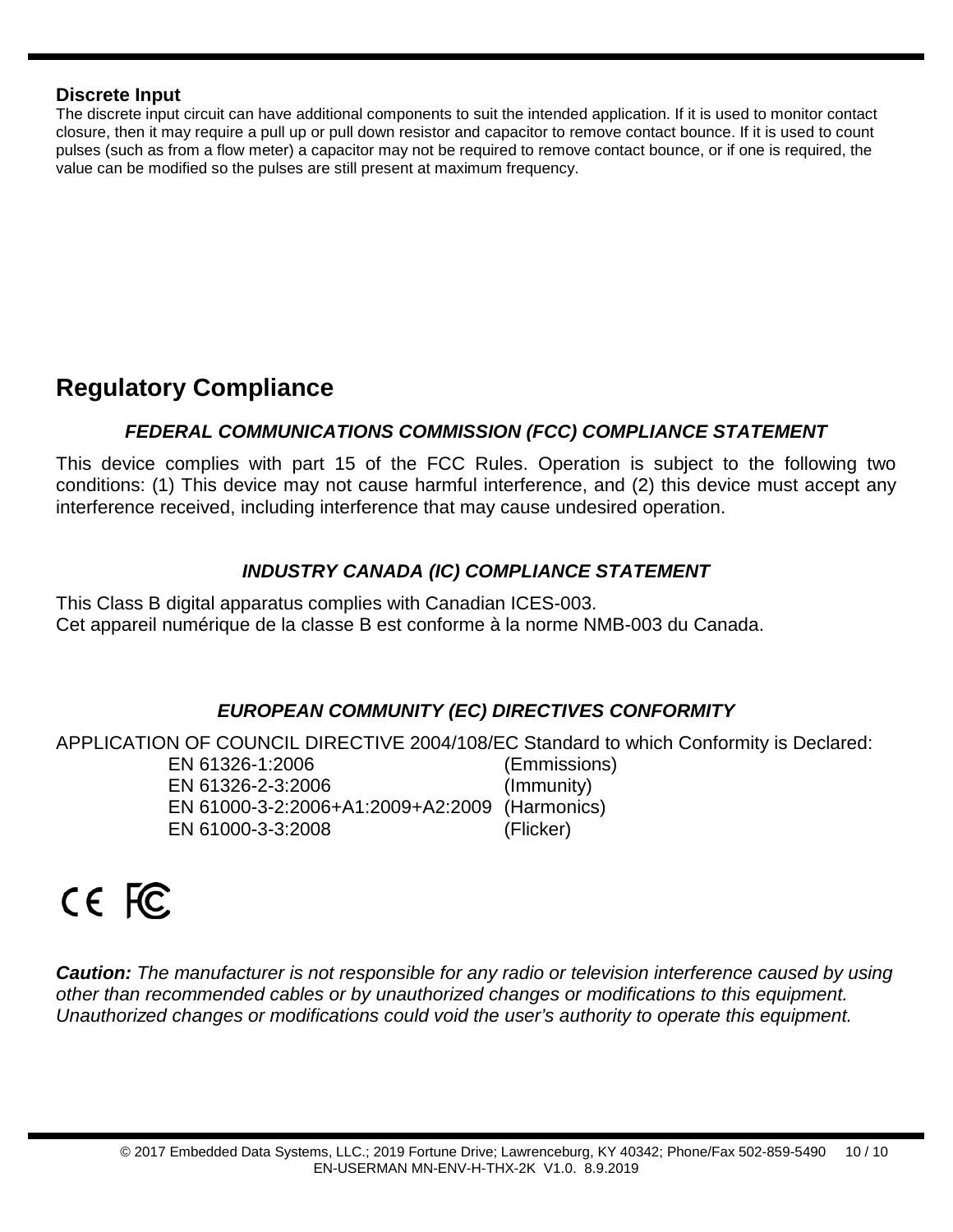### Discrete Input

The discrete input circuit can have additional components to suit the intended application. If it is used to monitor contact closure, then it may require a pull up or pull down resistor and capacitor to remove contact bounce. If it is used to count pulses (such as from a flow meter) a capacitor may not be required to remove contact bounce, or if one is required, the value can be modified so the pulses are still present at maximum frequency.

## Regulatory Compliance

***FEDERAL COMMUNICATIONS COMMISSION (FCC) COMPLIANCE STATEMENT***

This device complies with part 15 of the FCC Rules. Operation is subject to the following two conditions: (1) This device may not cause harmful interference, and (2) this device must accept any interference received, including interference that may cause undesired operation.

***INDUSTRY CANADA (IC) COMPLIANCE STATEMENT***

This Class B digital apparatus complies with Canadian ICES-003.
Cet appareil numérique de la classe B est conforme à la norme NMB-003 du Canada.

***EUROPEAN COMMUNITY (EC) DIRECTIVES CONFORMITY***

APPLICATION OF COUNCIL DIRECTIVE 2004/108/EC Standard to which Conformity is Declared:

| | |
|---|---|
| EN 61326-1:2006 | (Emmissions) |
| EN 61326-2-3:2006 | (Immunity) |
| EN 61000-3-2:2006+A1:2009+A2:2009 | (Harmonics) |
| EN 61000-3-3:2008 | (Flicker) |

CE FC

***Caution:*** *The manufacturer is not responsible for any radio or television interference caused by using other than recommended cables or by unauthorized changes or modifications to this equipment. Unauthorized changes or modifications could void the user's authority to operate this equipment.*